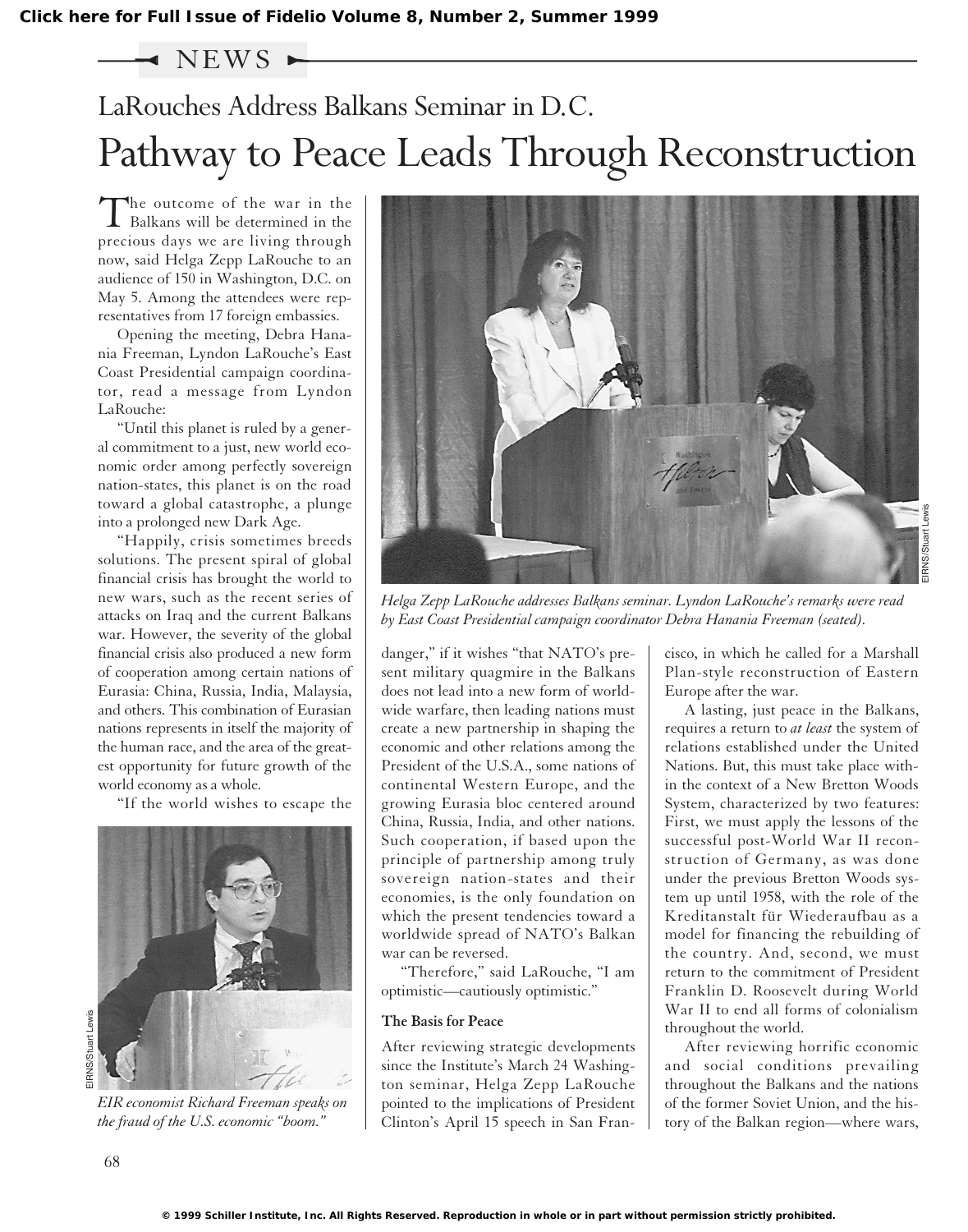NEWS

## LaRouches Address Balkans Seminar in D.C.

# Pathway to Peace Leads Through Reconstruction

The outcome of the war in the Balkans will be determined in the precious days we are living through now, said Helga Zepp LaRouche to an audience of 150 in Washington, D.C. on May 5. Among the attendees were representatives from 17 foreign embassies.

Opening the meeting, Debra Hanania Freeman, Lyndon LaRouche's East Coast Presidential campaign coordinator, read a message from Lyndon LaRouche:

"Until this planet is ruled by a general commitment to a just, new world economic order among perfectly sovereign nation-states, this planet is on the road toward a global catastrophe, a plunge into a prolonged new Dark Age.

"Happily, crisis sometimes breeds solutions. The present spiral of global financial crisis has brought the world to new wars, such as the recent series of attacks on Iraq and the current Balkans war. However, the severity of the global financial crisis also produced a new form of cooperation among certain nations of Eurasia: China, Russia, India, Malaysia, and others. This combination of Eurasian nations represents in itself the majority of the human race, and the area of the greatest opportunity for future growth of the world economy as a whole.

"If the world wishes to escape the danger," if it wishes "that NATO's present military quagmire in the Balkans does not lead into a new form of worldwide warfare, then leading nations must create a new partnership in shaping the economic and other relations among the President of the U.S.A., some nations of continental Western Europe, and the growing Eurasia bloc centered around China, Russia, India, and other nations. Such cooperation, if based upon the principle of partnership among truly sovereign nation-states and their economies, is the only foundation on which the present tendencies toward a worldwide spread of NATO's Balkan war can be reversed.

"Therefore," said LaRouche, "I am optimistic—cautiously optimistic."

*Helga Zepp LaRouche addresses Balkans seminar. Lyndon LaRouche's remarks were read by East Coast Presidential campaign coordinator Debra Hanania Freeman (seated).*

*EIR economist Richard Freeman speaks on the fraud of the U.S. economic "boom."*

### The Basis for Peace

After reviewing strategic developments since the Institute's March 24 Washington seminar, Helga Zepp LaRouche pointed to the implications of President Clinton's April 15 speech in San Francisco, in which he called for a Marshall Plan-style reconstruction of Eastern Europe after the war.

A lasting, just peace in the Balkans, requires a return to *at least* the system of relations established under the United Nations. But, this must take place within the context of a New Bretton Woods System, characterized by two features: First, we must apply the lessons of the successful post-World War II reconstruction of Germany, as was done under the previous Bretton Woods system up until 1958, with the role of the Kreditanstalt für Wiederaufbau as a model for financing the rebuilding of the country. And, second, we must return to the commitment of President Franklin D. Roosevelt during World War II to end all forms of colonialism throughout the world.

After reviewing horrific economic and social conditions prevailing throughout the Balkans and the nations of the former Soviet Union, and the history of the Balkan region—where wars,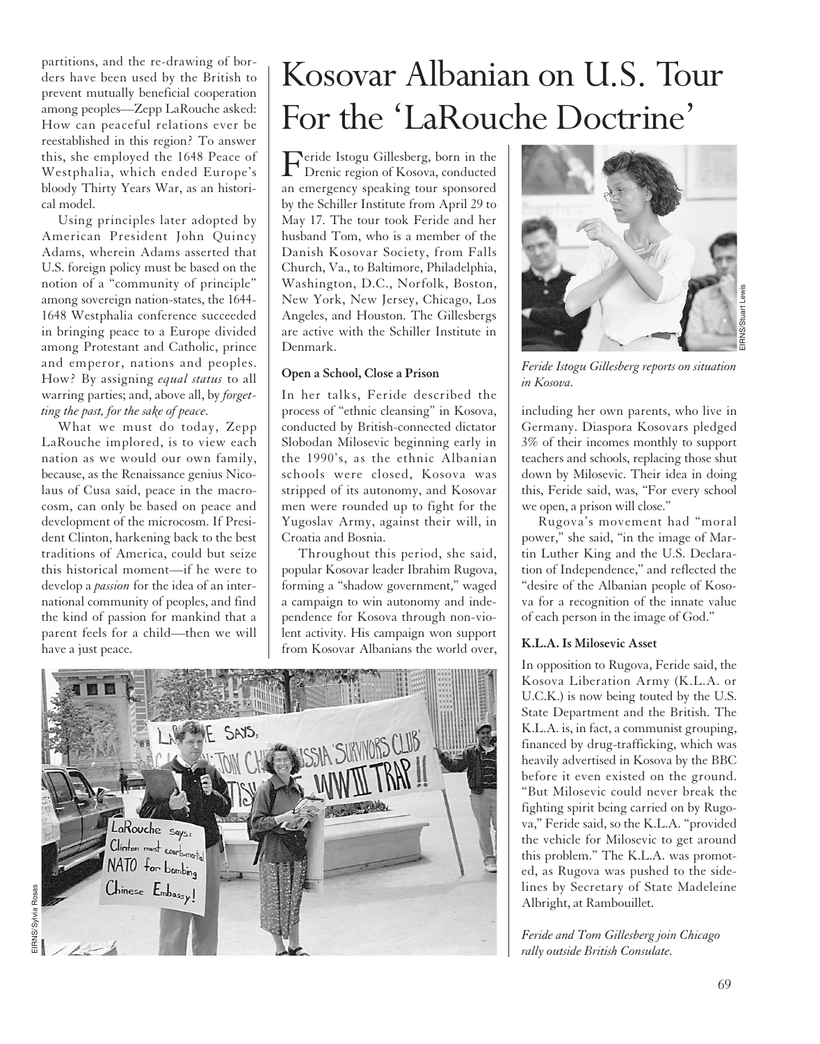partitions, and the re-drawing of borders have been used by the British to prevent mutually beneficial cooperation among peoples—Zepp LaRouche asked: How can peaceful relations ever be reestablished in this region? To answer this, she employed the 1648 Peace of Westphalia, which ended Europe's bloody Thirty Years War, as an historical model.

Using principles later adopted by American President John Quincy Adams, wherein Adams asserted that U.S. foreign policy must be based on the notion of a "community of principle" among sovereign nation-states, the 1644-1648 Westphalia conference succeeded in bringing peace to a Europe divided among Protestant and Catholic, prince and emperor, nations and peoples. How? By assigning *equal status* to all warring parties; and, above all, by *forgetting the past, for the sake of peace.*

What we must do today, Zepp LaRouche implored, is to view each nation as we would our own family, because, as the Renaissance genius Nicolaus of Cusa said, peace in the macrocosm, can only be based on peace and development of the microcosm. If President Clinton, harkening back to the best traditions of America, could but seize this historical moment—if he were to develop a *passion* for the idea of an international community of peoples, and find the kind of passion for mankind that a parent feels for a child—then we will have a just peace.

# Kosovar Albanian on U.S. Tour For the 'LaRouche Doctrine'

Feride Istogu Gillesberg, born in the Drenic region of Kosova, conducted an emergency speaking tour sponsored by the Schiller Institute from April 29 to May 17. The tour took Feride and her husband Tom, who is a member of the Danish Kosovar Society, from Falls Church, Va., to Baltimore, Philadelphia, Washington, D.C., Norfolk, Boston, New York, New Jersey, Chicago, Los Angeles, and Houston. The Gillesbergs are active with the Schiller Institute in Denmark.

*Feride Istogu Gillesberg reports on situation in Kosova.*

### Open a School, Close a Prison

In her talks, Feride described the process of "ethnic cleansing" in Kosova, conducted by British-connected dictator Slobodan Milosevic beginning early in the 1990's, as the ethnic Albanian schools were closed, Kosova was stripped of its autonomy, and Kosovar men were rounded up to fight for the Yugoslav Army, against their will, in Croatia and Bosnia.

Throughout this period, she said, popular Kosovar leader Ibrahim Rugova, forming a "shadow government," waged a campaign to win autonomy and independence for Kosova through non-violent activity. His campaign won support from Kosovar Albanians the world over, including her own parents, who live in Germany. Diaspora Kosovars pledged 3% of their incomes monthly to support teachers and schools, replacing those shut down by Milosevic. Their idea in doing this, Feride said, was, "For every school we open, a prison will close."

Rugova's movement had "moral power," she said, "in the image of Martin Luther King and the U.S. Declaration of Independence," and reflected the "desire of the Albanian people of Kosova for a recognition of the innate value of each person in the image of God."

### K.L.A. Is Milosevic Asset

In opposition to Rugova, Feride said, the Kosova Liberation Army (K.L.A. or U.C.K.) is now being touted by the U.S. State Department and the British. The K.L.A. is, in fact, a communist grouping, financed by drug-trafficking, which was heavily advertised in Kosova by the BBC before it even existed on the ground. "But Milosevic could never break the fighting spirit being carried on by Rugova," Feride said, so the K.L.A. "provided the vehicle for Milosevic to get around this problem." The K.L.A. was promoted, as Rugova was pushed to the sidelines by Secretary of State Madeleine Albright, at Rambouillet.

*Feride and Tom Gillesberg join Chicago rally outside British Consulate.*